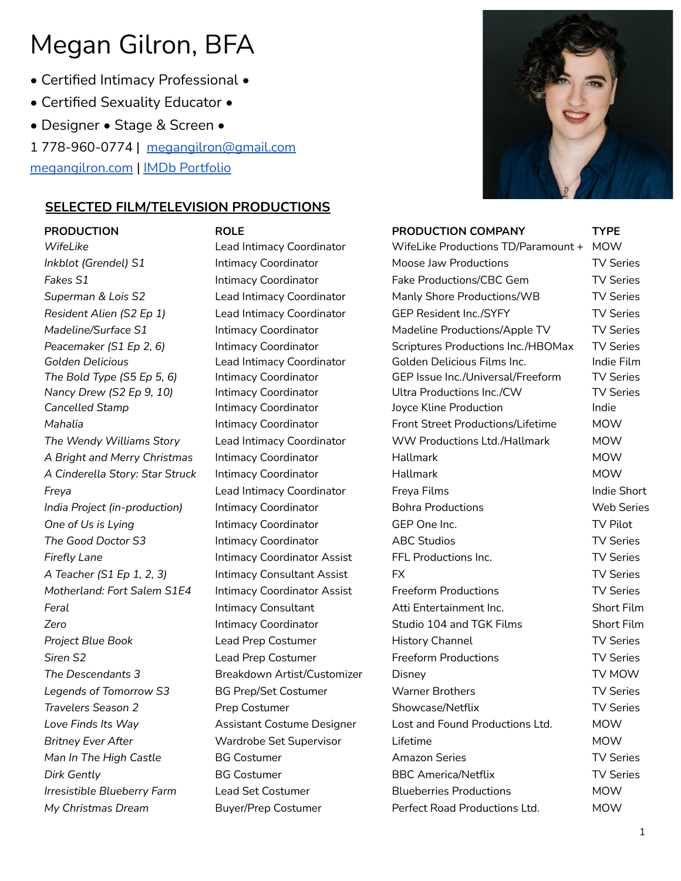# Megan Gilron, BFA

- • Certified Intimacy Professional •
- • Certified Sexuality Educator •
- • Designer • Stage & Screen •

1 778-960-0774 | [megangilron@gmail.com](mailto:megangilron@gmail.com)
[megangilron.com](megangilron.com) | [IMDb Portfolio]()

## SELECTED FILM/TELEVISION PRODUCTIONS

| PRODUCTION | ROLE | PRODUCTION COMPANY | TYPE |
|---|---|---|---|
| *WifeLike* | Lead Intimacy Coordinator | WifeLike Productions TD/Paramount + | MOW |
| *Inkblot (Grendel) S1* | Intimacy Coordinator | Moose Jaw Productions | TV Series |
| *Fakes S1* | Intimacy Coordinator | Fake Productions/CBC Gem | TV Series |
| *Superman & Lois S2* | Lead Intimacy Coordinator | Manly Shore Productions/WB | TV Series |
| *Resident Alien (S2 Ep 1)* | Lead Intimacy Coordinator | GEP Resident Inc./SYFY | TV Series |
| *Madeline/Surface S1* | Intimacy Coordinator | Madeline Productions/Apple TV | TV Series |
| *Peacemaker (S1 Ep 2, 6)* | Intimacy Coordinator | Scriptures Productions Inc./HBOMax | TV Series |
| *Golden Delicious* | Lead Intimacy Coordinator | Golden Delicious Films Inc. | Indie Film |
| *The Bold Type (S5 Ep 5, 6)* | Intimacy Coordinator | GEP Issue Inc./Universal/Freeform | TV Series |
| *Nancy Drew (S2 Ep 9, 10)* | Intimacy Coordinator | Ultra Productions Inc./CW | TV Series |
| *Cancelled Stamp* | Intimacy Coordinator | Joyce Kline Production | Indie |
| *Mahalia* | Intimacy Coordinator | Front Street Productions/Lifetime | MOW |
| *The Wendy Williams Story* | Lead Intimacy Coordinator | WW Productions Ltd./Hallmark | MOW |
| *A Bright and Merry Christmas* | Intimacy Coordinator | Hallmark | MOW |
| *A Cinderella Story: Star Struck* | Intimacy Coordinator | Hallmark | MOW |
| *Freya* | Lead Intimacy Coordinator | Freya Films | Indie Short |
| *India Project (in-production)* | Intimacy Coordinator | Bohra Productions | Web Series |
| *One of Us is Lying* | Intimacy Coordinator | GEP One Inc. | TV Pilot |
| *The Good Doctor S3* | Intimacy Coordinator | ABC Studios | TV Series |
| *Firefly Lane* | Intimacy Coordinator Assist | FFL Productions Inc. | TV Series |
| *A Teacher (S1 Ep 1, 2, 3)* | Intimacy Consultant Assist | FX | TV Series |
| *Motherland: Fort Salem S1E4* | Intimacy Coordinator Assist | Freeform Productions | TV Series |
| *Feral* | Intimacy Consultant | Atti Entertainment Inc. | Short Film |
| *Zero* | Intimacy Coordinator | Studio 104 and TGK Films | Short Film |
| *Project Blue Book* | Lead Prep Costumer | History Channel | TV Series |
| *Siren S2* | Lead Prep Costumer | Freeform Productions | TV Series |
| *The Descendants 3* | Breakdown Artist/Customizer | Disney | TV MOW |
| *Legends of Tomorrow S3* | BG Prep/Set Costumer | Warner Brothers | TV Series |
| *Travelers Season 2* | Prep Costumer | Showcase/Netflix | TV Series |
| *Love Finds Its Way* | Assistant Costume Designer | Lost and Found Productions Ltd. | MOW |
| *Britney Ever After* | Wardrobe Set Supervisor | Lifetime | MOW |
| *Man In The High Castle* | BG Costumer | Amazon Series | TV Series |
| *Dirk Gently* | BG Costumer | BBC America/Netflix | TV Series |
| *Irresistible Blueberry Farm* | Lead Set Costumer | Blueberries Productions | MOW |
| *My Christmas Dream* | Buyer/Prep Costumer | Perfect Road Productions Ltd. | MOW |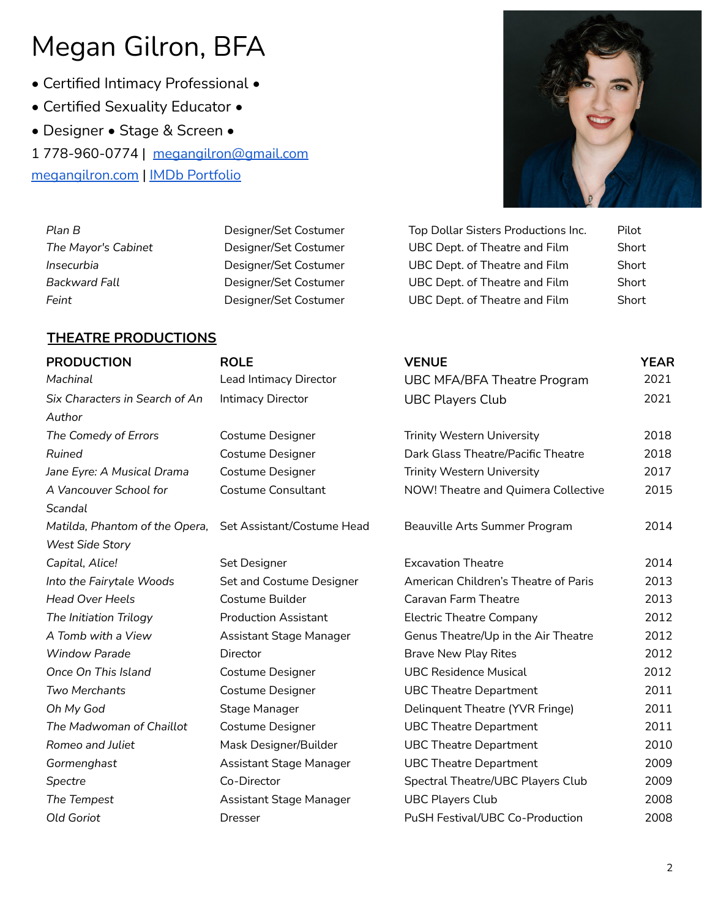# Megan Gilron, BFA

- Certified Intimacy Professional •
- Certified Sexuality Educator •
- Designer • Stage & Screen •

1 778-960-0774 | megangilron@gmail.com

megangilron.com | IMDb Portfolio

| | | | |
|---|---|---|---|
| *Plan B* | Designer/Set Costumer | Top Dollar Sisters Productions Inc. | Pilot |
| *The Mayor's Cabinet* | Designer/Set Costumer | UBC Dept. of Theatre and Film | Short |
| *Insecurbia* | Designer/Set Costumer | UBC Dept. of Theatre and Film | Short |
| *Backward Fall* | Designer/Set Costumer | UBC Dept. of Theatre and Film | Short |
| *Feint* | Designer/Set Costumer | UBC Dept. of Theatre and Film | Short |

## THEATRE PRODUCTIONS

| PRODUCTION | ROLE | VENUE | YEAR |
|---|---|---|---|
| *Machinal* | Lead Intimacy Director | UBC MFA/BFA Theatre Program | 2021 |
| *Six Characters in Search of An Author* | Intimacy Director | UBC Players Club | 2021 |
| *The Comedy of Errors* | Costume Designer | Trinity Western University | 2018 |
| *Ruined* | Costume Designer | Dark Glass Theatre/Pacific Theatre | 2018 |
| *Jane Eyre: A Musical Drama* | Costume Designer | Trinity Western University | 2017 |
| *A Vancouver School for Scandal* | Costume Consultant | NOW! Theatre and Quimera Collective | 2015 |
| *Matilda, Phantom of the Opera, West Side Story* | Set Assistant/Costume Head | Beauville Arts Summer Program | 2014 |
| *Capital, Alice!* | Set Designer | Excavation Theatre | 2014 |
| *Into the Fairytale Woods* | Set and Costume Designer | American Children's Theatre of Paris | 2013 |
| *Head Over Heels* | Costume Builder | Caravan Farm Theatre | 2013 |
| *The Initiation Trilogy* | Production Assistant | Electric Theatre Company | 2012 |
| *A Tomb with a View* | Assistant Stage Manager | Genus Theatre/Up in the Air Theatre | 2012 |
| *Window Parade* | Director | Brave New Play Rites | 2012 |
| *Once On This Island* | Costume Designer | UBC Residence Musical | 2012 |
| *Two Merchants* | Costume Designer | UBC Theatre Department | 2011 |
| *Oh My God* | Stage Manager | Delinquent Theatre (YVR Fringe) | 2011 |
| *The Madwoman of Chaillot* | Costume Designer | UBC Theatre Department | 2011 |
| *Romeo and Juliet* | Mask Designer/Builder | UBC Theatre Department | 2010 |
| *Gormenghast* | Assistant Stage Manager | UBC Theatre Department | 2009 |
| *Spectre* | Co-Director | Spectral Theatre/UBC Players Club | 2009 |
| *The Tempest* | Assistant Stage Manager | UBC Players Club | 2008 |
| *Old Goriot* | Dresser | PuSH Festival/UBC Co-Production | 2008 |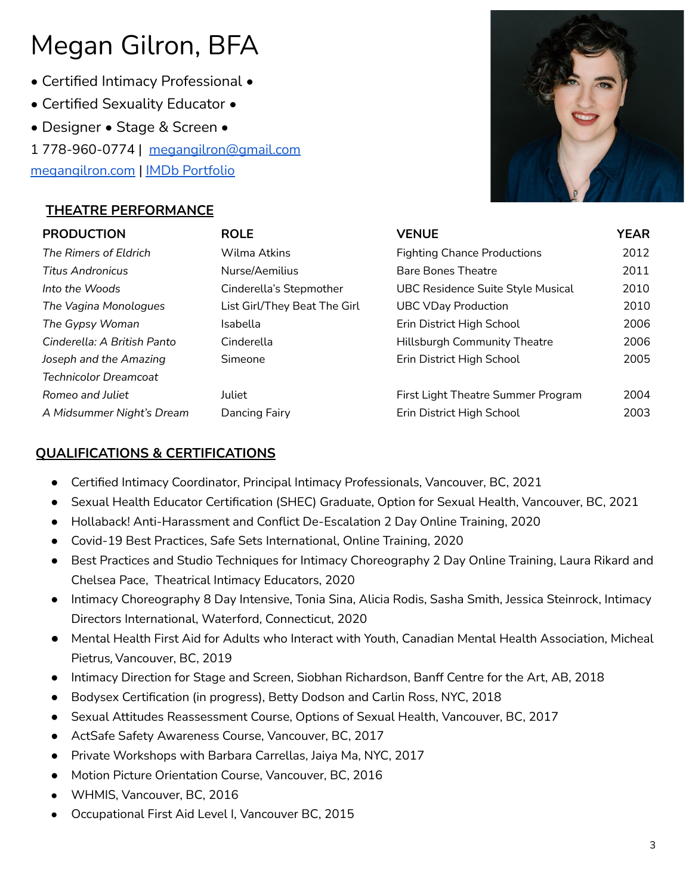# Megan Gilron, BFA

- Certified Intimacy Professional •
- Certified Sexuality Educator •
- Designer • Stage & Screen •

1 778-960-0774 | megangilron@gmail.com
megangilron.com | IMDb Portfolio

## THEATRE PERFORMANCE

| PRODUCTION | ROLE | VENUE | YEAR |
|---|---|---|---|
| *The Rimers of Eldrich* | Wilma Atkins | Fighting Chance Productions | 2012 |
| *Titus Andronicus* | Nurse/Aemilius | Bare Bones Theatre | 2011 |
| *Into the Woods* | Cinderella's Stepmother | UBC Residence Suite Style Musical | 2010 |
| *The Vagina Monologues* | List Girl/They Beat The Girl | UBC VDay Production | 2010 |
| *The Gypsy Woman* | Isabella | Erin District High School | 2006 |
| *Cinderella: A British Panto* | Cinderella | Hillsburgh Community Theatre | 2006 |
| *Joseph and the Amazing Technicolor Dreamcoat* | Simeone | Erin District High School | 2005 |
| *Romeo and Juliet* | Juliet | First Light Theatre Summer Program | 2004 |
| *A Midsummer Night's Dream* | Dancing Fairy | Erin District High School | 2003 |

## QUALIFICATIONS & CERTIFICATIONS

- Certified Intimacy Coordinator, Principal Intimacy Professionals, Vancouver, BC, 2021
- Sexual Health Educator Certification (SHEC) Graduate, Option for Sexual Health, Vancouver, BC, 2021
- Hollaback! Anti-Harassment and Conflict De-Escalation 2 Day Online Training, 2020
- Covid-19 Best Practices, Safe Sets International, Online Training, 2020
- Best Practices and Studio Techniques for Intimacy Choreography 2 Day Online Training, Laura Rikard and Chelsea Pace, Theatrical Intimacy Educators, 2020
- Intimacy Choreography 8 Day Intensive, Tonia Sina, Alicia Rodis, Sasha Smith, Jessica Steinrock, Intimacy Directors International, Waterford, Connecticut, 2020
- Mental Health First Aid for Adults who Interact with Youth, Canadian Mental Health Association, Micheal Pietrus, Vancouver, BC, 2019
- Intimacy Direction for Stage and Screen, Siobhan Richardson, Banff Centre for the Art, AB, 2018
- Bodysex Certification (in progress), Betty Dodson and Carlin Ross, NYC, 2018
- Sexual Attitudes Reassessment Course, Options of Sexual Health, Vancouver, BC, 2017
- ActSafe Safety Awareness Course, Vancouver, BC, 2017
- Private Workshops with Barbara Carrellas, Jaiya Ma, NYC, 2017
- Motion Picture Orientation Course, Vancouver, BC, 2016
- WHMIS, Vancouver, BC, 2016
- Occupational First Aid Level I, Vancouver BC, 2015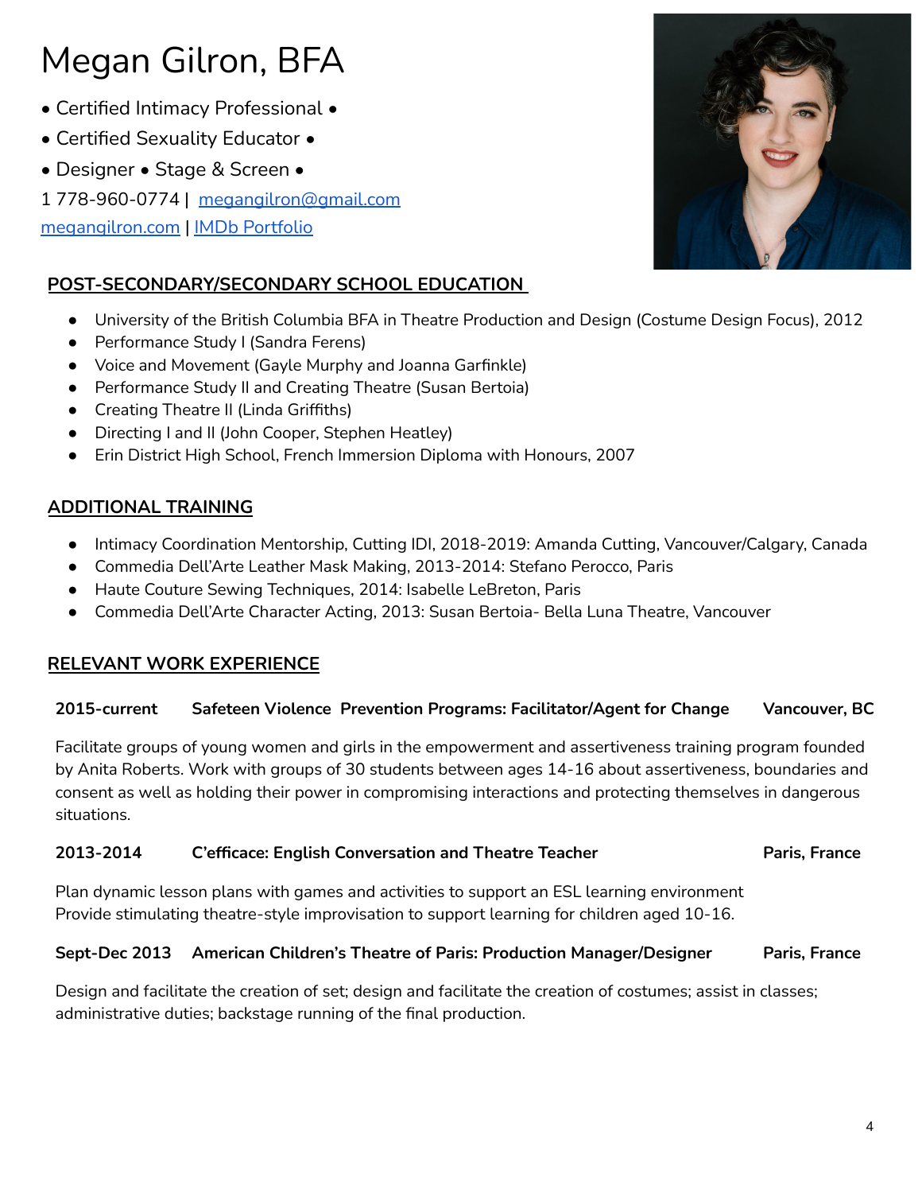# Megan Gilron, BFA

- • Certified Intimacy Professional •
- • Certified Sexuality Educator •
- • Designer • Stage & Screen •

1 778-960-0774 | [megangilron@gmail.com](mailto:megangilron@gmail.com)

[megangilron.com](http://megangilron.com) | [IMDb Portfolio]()

## POST-SECONDARY/SECONDARY SCHOOL EDUCATION

- University of the British Columbia BFA in Theatre Production and Design (Costume Design Focus), 2012
- Performance Study I (Sandra Ferens)
- Voice and Movement (Gayle Murphy and Joanna Garfinkle)
- Performance Study II and Creating Theatre (Susan Bertoia)
- Creating Theatre II (Linda Griffiths)
- Directing I and II (John Cooper, Stephen Heatley)
- Erin District High School, French Immersion Diploma with Honours, 2007

## ADDITIONAL TRAINING

- Intimacy Coordination Mentorship, Cutting IDI, 2018-2019: Amanda Cutting, Vancouver/Calgary, Canada
- Commedia Dell'Arte Leather Mask Making, 2013-2014: Stefano Perocco, Paris
- Haute Couture Sewing Techniques, 2014: Isabelle LeBreton, Paris
- Commedia Dell'Arte Character Acting, 2013: Susan Bertoia- Bella Luna Theatre, Vancouver

## RELEVANT WORK EXPERIENCE

**2015-current** **Safeteen Violence Prevention Programs: Facilitator/Agent for Change** **Vancouver, BC**

Facilitate groups of young women and girls in the empowerment and assertiveness training program founded by Anita Roberts. Work with groups of 30 students between ages 14-16 about assertiveness, boundaries and consent as well as holding their power in compromising interactions and protecting themselves in dangerous situations.

**2013-2014** **C'efficace: English Conversation and Theatre Teacher** **Paris, France**

Plan dynamic lesson plans with games and activities to support an ESL learning environment
Provide stimulating theatre-style improvisation to support learning for children aged 10-16.

**Sept-Dec 2013** **American Children's Theatre of Paris: Production Manager/Designer** **Paris, France**

Design and facilitate the creation of set; design and facilitate the creation of costumes; assist in classes; administrative duties; backstage running of the final production.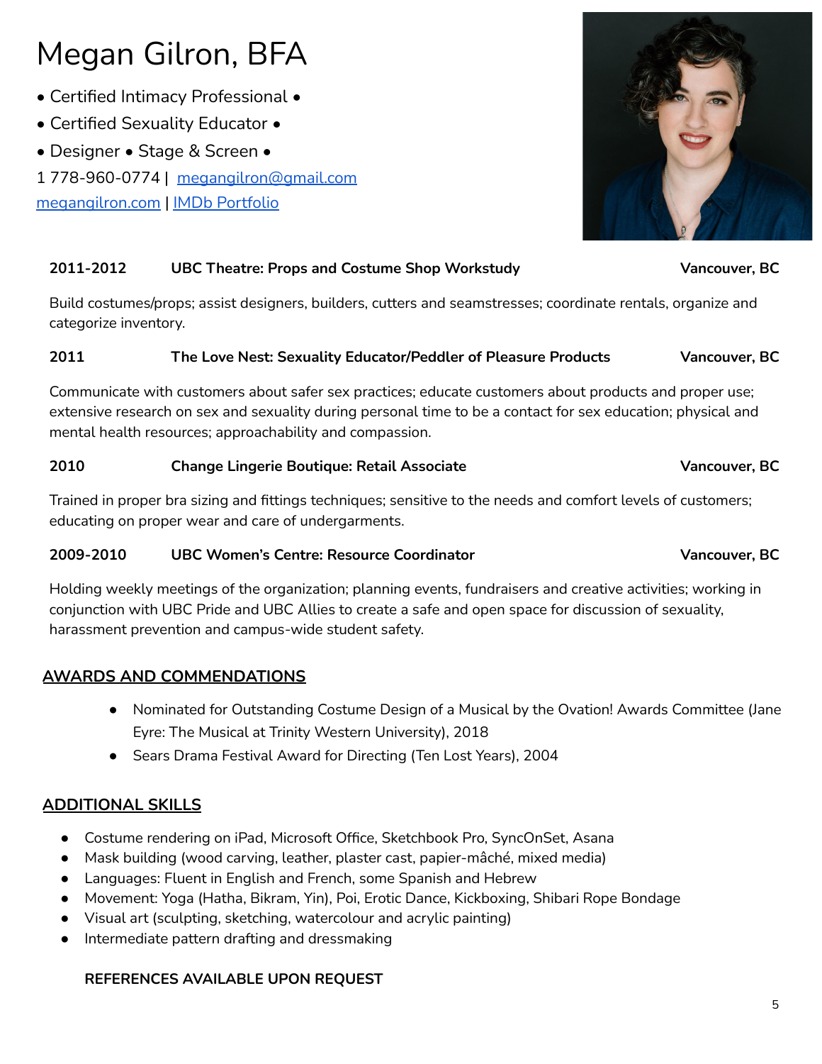# Megan Gilron, BFA

• Certified Intimacy Professional •

• Certified Sexuality Educator •

• Designer • Stage & Screen •

1 778-960-0774 | megangilron@gmail.com

megangilron.com | IMDb Portfolio

**2011-2012 UBC Theatre: Props and Costume Shop Workstudy — Vancouver, BC**

Build costumes/props; assist designers, builders, cutters and seamstresses; coordinate rentals, organize and categorize inventory.

**2011 The Love Nest: Sexuality Educator/Peddler of Pleasure Products — Vancouver, BC**

Communicate with customers about safer sex practices; educate customers about products and proper use; extensive research on sex and sexuality during personal time to be a contact for sex education; physical and mental health resources; approachability and compassion.

**2010 Change Lingerie Boutique: Retail Associate — Vancouver, BC**

Trained in proper bra sizing and fittings techniques; sensitive to the needs and comfort levels of customers; educating on proper wear and care of undergarments.

**2009-2010 UBC Women's Centre: Resource Coordinator — Vancouver, BC**

Holding weekly meetings of the organization; planning events, fundraisers and creative activities; working in conjunction with UBC Pride and UBC Allies to create a safe and open space for discussion of sexuality, harassment prevention and campus-wide student safety.

## AWARDS AND COMMENDATIONS

- Nominated for Outstanding Costume Design of a Musical by the Ovation! Awards Committee (Jane Eyre: The Musical at Trinity Western University), 2018
- Sears Drama Festival Award for Directing (Ten Lost Years), 2004

## ADDITIONAL SKILLS

- Costume rendering on iPad, Microsoft Office, Sketchbook Pro, SyncOnSet, Asana
- Mask building (wood carving, leather, plaster cast, papier-mâché, mixed media)
- Languages: Fluent in English and French, some Spanish and Hebrew
- Movement: Yoga (Hatha, Bikram, Yin), Poi, Erotic Dance, Kickboxing, Shibari Rope Bondage
- Visual art (sculpting, sketching, watercolour and acrylic painting)
- Intermediate pattern drafting and dressmaking

**REFERENCES AVAILABLE UPON REQUEST**